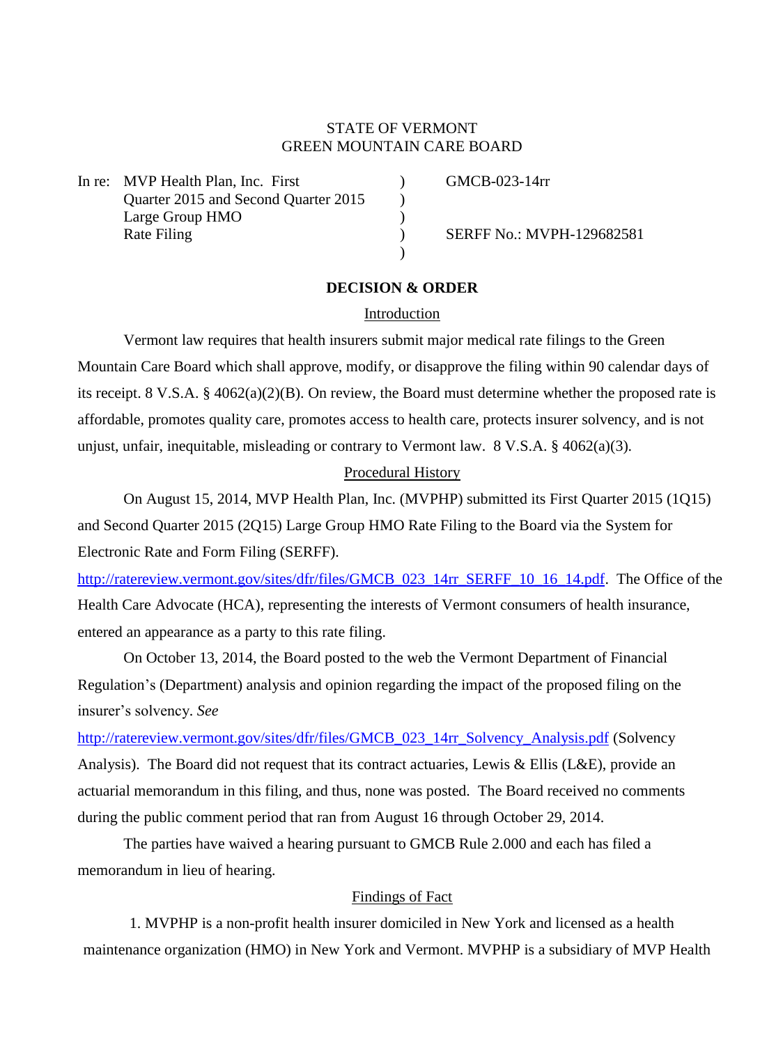STATE OF VERMONT
GREEN MOUNTAIN CARE BOARD

| | | |
|---|---|---|
| In re: MVP Health Plan, Inc. First Quarter 2015 and Second Quarter 2015 Large Group HMO Rate Filing | ) ) ) ) ) | GMCB-023-14rr<br><br>SERFF No.: MVPH-129682581 |

**DECISION & ORDER**

Introduction

Vermont law requires that health insurers submit major medical rate filings to the Green Mountain Care Board which shall approve, modify, or disapprove the filing within 90 calendar days of its receipt. 8 V.S.A. § 4062(a)(2)(B). On review, the Board must determine whether the proposed rate is affordable, promotes quality care, promotes access to health care, protects insurer solvency, and is not unjust, unfair, inequitable, misleading or contrary to Vermont law. 8 V.S.A. § 4062(a)(3).

Procedural History

On August 15, 2014, MVP Health Plan, Inc. (MVPHP) submitted its First Quarter 2015 (1Q15) and Second Quarter 2015 (2Q15) Large Group HMO Rate Filing to the Board via the System for Electronic Rate and Form Filing (SERFF). http://ratereview.vermont.gov/sites/dfr/files/GMCB_023_14rr_SERFF_10_16_14.pdf. The Office of the Health Care Advocate (HCA), representing the interests of Vermont consumers of health insurance, entered an appearance as a party to this rate filing.

On October 13, 2014, the Board posted to the web the Vermont Department of Financial Regulation's (Department) analysis and opinion regarding the impact of the proposed filing on the insurer's solvency. *See* http://ratereview.vermont.gov/sites/dfr/files/GMCB_023_14rr_Solvency_Analysis.pdf (Solvency Analysis). The Board did not request that its contract actuaries, Lewis & Ellis (L&E), provide an actuarial memorandum in this filing, and thus, none was posted. The Board received no comments during the public comment period that ran from August 16 through October 29, 2014.

The parties have waived a hearing pursuant to GMCB Rule 2.000 and each has filed a memorandum in lieu of hearing.

Findings of Fact

1. MVPHP is a non-profit health insurer domiciled in New York and licensed as a health maintenance organization (HMO) in New York and Vermont. MVPHP is a subsidiary of MVP Health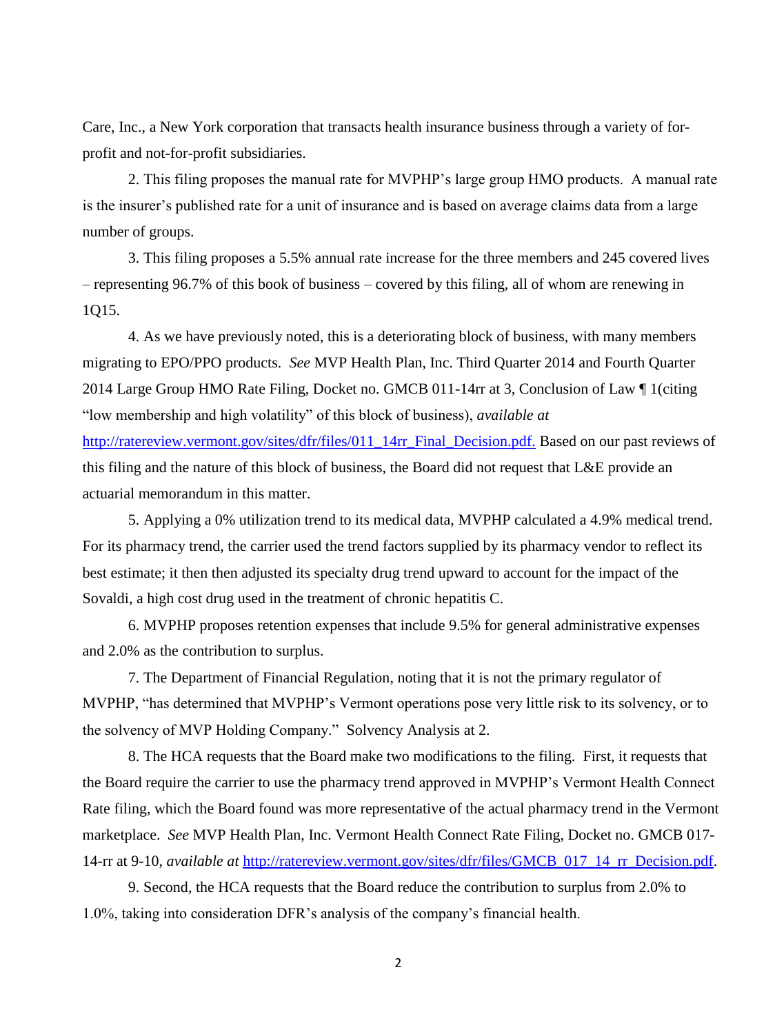Care, Inc., a New York corporation that transacts health insurance business through a variety of for-profit and not-for-profit subsidiaries.

2. This filing proposes the manual rate for MVPHP's large group HMO products. A manual rate is the insurer's published rate for a unit of insurance and is based on average claims data from a large number of groups.

3. This filing proposes a 5.5% annual rate increase for the three members and 245 covered lives – representing 96.7% of this book of business – covered by this filing, all of whom are renewing in 1Q15.

4. As we have previously noted, this is a deteriorating block of business, with many members migrating to EPO/PPO products. *See* MVP Health Plan, Inc. Third Quarter 2014 and Fourth Quarter 2014 Large Group HMO Rate Filing, Docket no. GMCB 011-14rr at 3, Conclusion of Law ¶ 1(citing "low membership and high volatility" of this block of business), *available at* [http://ratereview.vermont.gov/sites/dfr/files/011_14rr_Final_Decision.pdf.](http://ratereview.vermont.gov/sites/dfr/files/011_14rr_Final_Decision.pdf) Based on our past reviews of this filing and the nature of this block of business, the Board did not request that L&E provide an actuarial memorandum in this matter.

5. Applying a 0% utilization trend to its medical data, MVPHP calculated a 4.9% medical trend. For its pharmacy trend, the carrier used the trend factors supplied by its pharmacy vendor to reflect its best estimate; it then then adjusted its specialty drug trend upward to account for the impact of the Sovaldi, a high cost drug used in the treatment of chronic hepatitis C.

6. MVPHP proposes retention expenses that include 9.5% for general administrative expenses and 2.0% as the contribution to surplus.

7. The Department of Financial Regulation, noting that it is not the primary regulator of MVPHP, "has determined that MVPHP's Vermont operations pose very little risk to its solvency, or to the solvency of MVP Holding Company." Solvency Analysis at 2.

8. The HCA requests that the Board make two modifications to the filing. First, it requests that the Board require the carrier to use the pharmacy trend approved in MVPHP's Vermont Health Connect Rate filing, which the Board found was more representative of the actual pharmacy trend in the Vermont marketplace. *See* MVP Health Plan, Inc. Vermont Health Connect Rate Filing, Docket no. GMCB 017-14-rr at 9-10, *available at* [http://ratereview.vermont.gov/sites/dfr/files/GMCB_017_14_rr_Decision.pdf](http://ratereview.vermont.gov/sites/dfr/files/GMCB_017_14_rr_Decision.pdf).

9. Second, the HCA requests that the Board reduce the contribution to surplus from 2.0% to 1.0%, taking into consideration DFR's analysis of the company's financial health.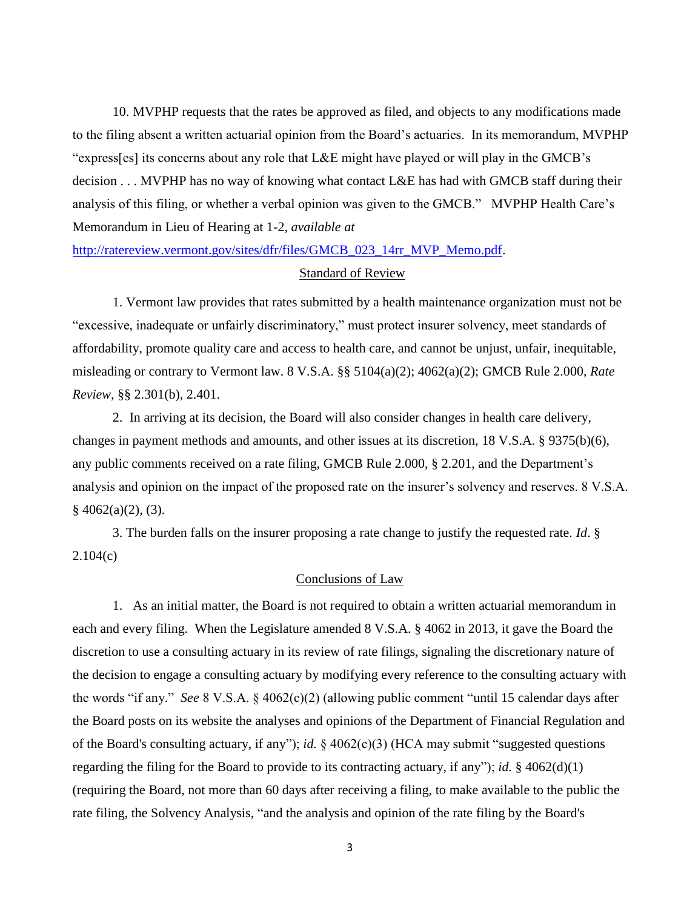10. MVPHP requests that the rates be approved as filed, and objects to any modifications made to the filing absent a written actuarial opinion from the Board's actuaries. In its memorandum, MVPHP "express[es] its concerns about any role that L&E might have played or will play in the GMCB's decision . . . MVPHP has no way of knowing what contact L&E has had with GMCB staff during their analysis of this filing, or whether a verbal opinion was given to the GMCB." MVPHP Health Care's Memorandum in Lieu of Hearing at 1-2, *available at* http://ratereview.vermont.gov/sites/dfr/files/GMCB_023_14rr_MVP_Memo.pdf.

## Standard of Review

1. Vermont law provides that rates submitted by a health maintenance organization must not be "excessive, inadequate or unfairly discriminatory," must protect insurer solvency, meet standards of affordability, promote quality care and access to health care, and cannot be unjust, unfair, inequitable, misleading or contrary to Vermont law. 8 V.S.A. §§ 5104(a)(2); 4062(a)(2); GMCB Rule 2.000, *Rate Review*, §§ 2.301(b), 2.401.

2. In arriving at its decision, the Board will also consider changes in health care delivery, changes in payment methods and amounts, and other issues at its discretion, 18 V.S.A. § 9375(b)(6), any public comments received on a rate filing, GMCB Rule 2.000, § 2.201, and the Department's analysis and opinion on the impact of the proposed rate on the insurer's solvency and reserves. 8 V.S.A. § 4062(a)(2), (3).

3. The burden falls on the insurer proposing a rate change to justify the requested rate. *Id.* § 2.104(c)

## Conclusions of Law

1. As an initial matter, the Board is not required to obtain a written actuarial memorandum in each and every filing. When the Legislature amended 8 V.S.A. § 4062 in 2013, it gave the Board the discretion to use a consulting actuary in its review of rate filings, signaling the discretionary nature of the decision to engage a consulting actuary by modifying every reference to the consulting actuary with the words "if any." *See* 8 V.S.A. § 4062(c)(2) (allowing public comment "until 15 calendar days after the Board posts on its website the analyses and opinions of the Department of Financial Regulation and of the Board's consulting actuary, if any"); *id.* § 4062(c)(3) (HCA may submit "suggested questions regarding the filing for the Board to provide to its contracting actuary, if any"); *id.* § 4062(d)(1) (requiring the Board, not more than 60 days after receiving a filing, to make available to the public the rate filing, the Solvency Analysis, "and the analysis and opinion of the rate filing by the Board's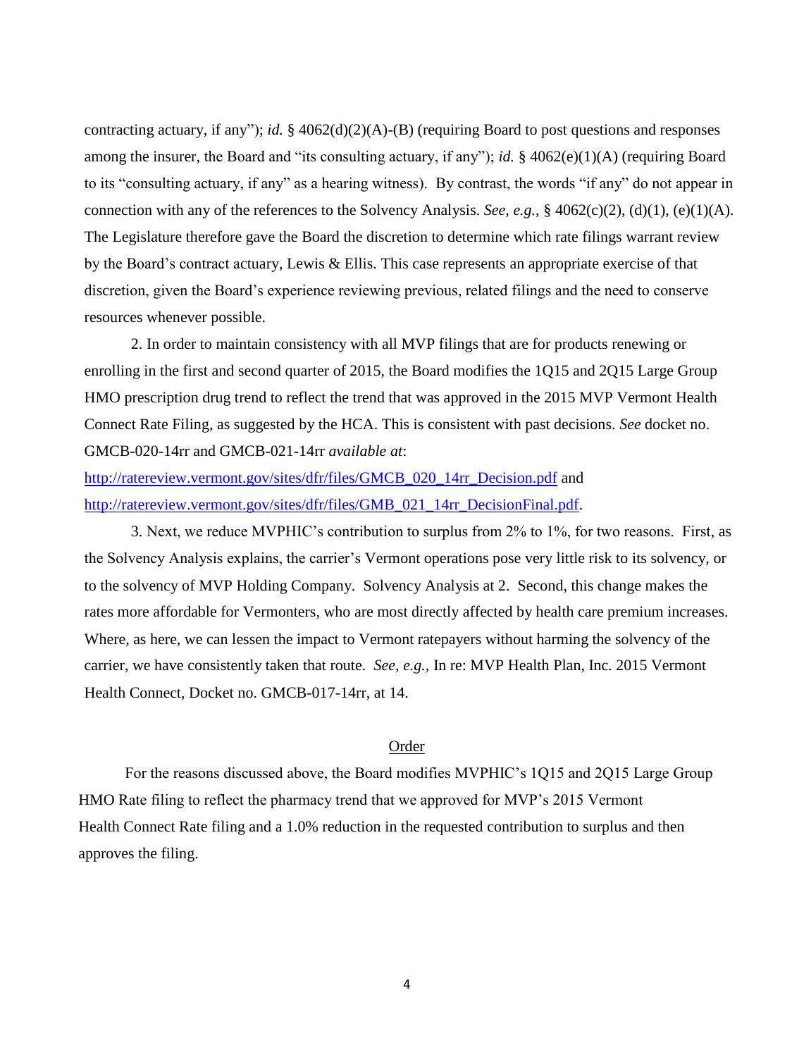contracting actuary, if any"); *id.* § 4062(d)(2)(A)-(B) (requiring Board to post questions and responses among the insurer, the Board and "its consulting actuary, if any"); *id.* § 4062(e)(1)(A) (requiring Board to its "consulting actuary, if any" as a hearing witness). By contrast, the words "if any" do not appear in connection with any of the references to the Solvency Analysis. *See, e.g.,* § 4062(c)(2), (d)(1), (e)(1)(A). The Legislature therefore gave the Board the discretion to determine which rate filings warrant review by the Board's contract actuary, Lewis & Ellis. This case represents an appropriate exercise of that discretion, given the Board's experience reviewing previous, related filings and the need to conserve resources whenever possible.

2. In order to maintain consistency with all MVP filings that are for products renewing or enrolling in the first and second quarter of 2015, the Board modifies the 1Q15 and 2Q15 Large Group HMO prescription drug trend to reflect the trend that was approved in the 2015 MVP Vermont Health Connect Rate Filing, as suggested by the HCA. This is consistent with past decisions. *See* docket no. GMCB-020-14rr and GMCB-021-14rr *available at*: [http://ratereview.vermont.gov/sites/dfr/files/GMCB_020_14rr_Decision.pdf](http://ratereview.vermont.gov/sites/dfr/files/GMCB_020_14rr_Decision.pdf) and [http://ratereview.vermont.gov/sites/dfr/files/GMB_021_14rr_DecisionFinal.pdf](http://ratereview.vermont.gov/sites/dfr/files/GMB_021_14rr_DecisionFinal.pdf).

3. Next, we reduce MVPHIC's contribution to surplus from 2% to 1%, for two reasons. First, as the Solvency Analysis explains, the carrier's Vermont operations pose very little risk to its solvency, or to the solvency of MVP Holding Company. Solvency Analysis at 2. Second, this change makes the rates more affordable for Vermonters, who are most directly affected by health care premium increases. Where, as here, we can lessen the impact to Vermont ratepayers without harming the solvency of the carrier, we have consistently taken that route. *See, e.g.,* In re: MVP Health Plan, Inc. 2015 Vermont Health Connect, Docket no. GMCB-017-14rr, at 14.

## Order

For the reasons discussed above, the Board modifies MVPHIC's 1Q15 and 2Q15 Large Group HMO Rate filing to reflect the pharmacy trend that we approved for MVP's 2015 Vermont Health Connect Rate filing and a 1.0% reduction in the requested contribution to surplus and then approves the filing.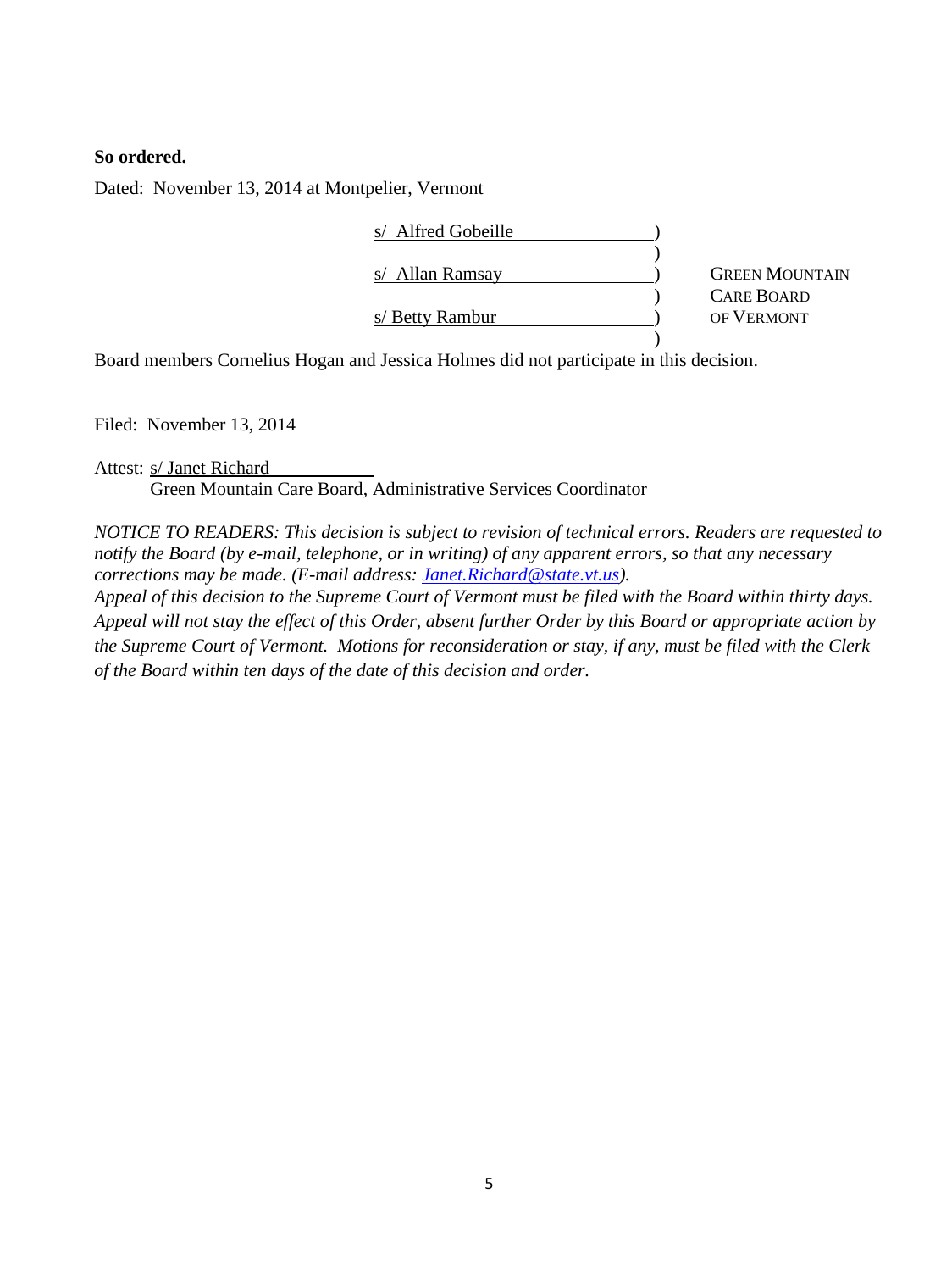**So ordered.**

Dated: November 13, 2014 at Montpelier, Vermont

s/ Alfred Gobeille )
)
s/ Allan Ramsay ) GREEN MOUNTAIN
) CARE BOARD
s/ Betty Rambur ) OF VERMONT
)

Board members Cornelius Hogan and Jessica Holmes did not participate in this decision.

Filed: November 13, 2014

Attest: s/ Janet Richard
Green Mountain Care Board, Administrative Services Coordinator

*NOTICE TO READERS: This decision is subject to revision of technical errors. Readers are requested to notify the Board (by e-mail, telephone, or in writing) of any apparent errors, so that any necessary corrections may be made. (E-mail address: Janet.Richard@state.vt.us).*
*Appeal of this decision to the Supreme Court of Vermont must be filed with the Board within thirty days. Appeal will not stay the effect of this Order, absent further Order by this Board or appropriate action by the Supreme Court of Vermont. Motions for reconsideration or stay, if any, must be filed with the Clerk of the Board within ten days of the date of this decision and order.*